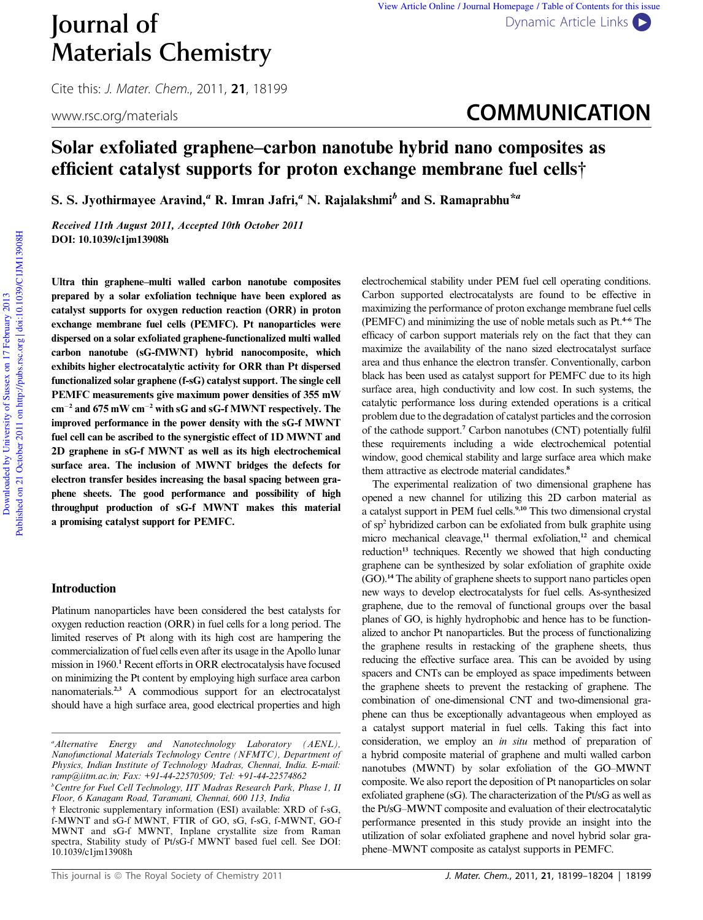# Journal of Materials Chemistry

Cite this: *J. Mater. Chem.*, 2011, **21**, 18199

www.rsc.org/materials

**COMMUNICATION**

# Solar exfoliated graphene–carbon nanotube hybrid nano composites as efficient catalyst supports for proton exchange membrane fuel cells†

S. S. Jyothirmayee Aravind,[a] R. Imran Jafri,[a] N. Rajalakshmi[b] and S. Ramaprabhu*[a]

*Received 11th August 2011, Accepted 10th October 2011*

**DOI: 10.1039/c1jm13908h**

**Ultra thin graphene–multi walled carbon nanotube composites prepared by a solar exfoliation technique have been explored as catalyst supports for oxygen reduction reaction (ORR) in proton exchange membrane fuel cells (PEMFC). Pt nanoparticles were dispersed on a solar exfoliated graphene-functionalized multi walled carbon nanotube (sG-fMWNT) hybrid nanocomposite, which exhibits higher electrocatalytic activity for ORR than Pt dispersed functionalized solar graphene (f-sG) catalyst support. The single cell PEMFC measurements give maximum power densities of 355 mW cm$^{-2}$ and 675 mW cm$^{-2}$ with sG and sG-f MWNT respectively. The improved performance in the power density with the sG-f MWNT fuel cell can be ascribed to the synergistic effect of 1D MWNT and 2D graphene in sG-f MWNT as well as its high electrochemical surface area. The inclusion of MWNT bridges the defects for electron transfer besides increasing the basal spacing between graphene sheets. The good performance and possibility of high throughput production of sG-f MWNT makes this material a promising catalyst support for PEMFC.**

## Introduction

Platinum nanoparticles have been considered the best catalysts for oxygen reduction reaction (ORR) in fuel cells for a long period. The limited reserves of Pt along with its high cost are hampering the commercialization of fuel cells even after its usage in the Apollo lunar mission in 1960.[1] Recent efforts in ORR electrocatalysis have focused on minimizing the Pt content by employing high surface area carbon nanomaterials.[2,3] A commodious support for an electrocatalyst should have a high surface area, good electrical properties and high electrochemical stability under PEM fuel cell operating conditions. Carbon supported electrocatalysts are found to be effective in maximizing the performance of proton exchange membrane fuel cells (PEMFC) and minimizing the use of noble metals such as Pt.[4–6] The efficacy of carbon support materials rely on the fact that they can maximize the availability of the nano sized electrocatalyst surface area and thus enhance the electron transfer. Conventionally, carbon black has been used as catalyst support for PEMFC due to its high surface area, high conductivity and low cost. In such systems, the catalytic performance loss during extended operations is a critical problem due to the degradation of catalyst particles and the corrosion of the cathode support.[7] Carbon nanotubes (CNT) potentially fulfil these requirements including a wide electrochemical potential window, good chemical stability and large surface area which make them attractive as electrode material candidates.[8]

The experimental realization of two dimensional graphene has opened a new channel for utilizing this 2D carbon material as a catalyst support in PEM fuel cells.[9,10] This two dimensional crystal of sp$^2$ hybridized carbon can be exfoliated from bulk graphite using micro mechanical cleavage,[11] thermal exfoliation,[12] and chemical reduction[13] techniques. Recently we showed that high conducting graphene can be synthesized by solar exfoliation of graphite oxide (GO).[14] The ability of graphene sheets to support nano particles open new ways to develop electrocatalysts for fuel cells. As-synthesized graphene, due to the removal of functional groups over the basal planes of GO, is highly hydrophobic and hence has to be functionalized to anchor Pt nanoparticles. But the process of functionalizing the graphene results in restacking of the graphene sheets, thus reducing the effective surface area. This can be avoided by using spacers and CNTs can be employed as space impediments between the graphene sheets to prevent the restacking of graphene. The combination of one-dimensional CNT and two-dimensional graphene can thus be exceptionally advantageous when employed as a catalyst support material in fuel cells. Taking this fact into consideration, we employ an *in situ* method of preparation of a hybrid composite material of graphene and multi walled carbon nanotubes (MWNT) by solar exfoliation of the GO–MWNT composite. We also report the deposition of Pt nanoparticles on solar exfoliated graphene (sG). The characterization of the Pt/sG as well as the Pt/sG–MWNT composite and evaluation of their electrocatalytic performance presented in this study provide an insight into the utilization of solar exfoliated graphene and novel hybrid solar graphene–MWNT composite as catalyst supports in PEMFC.

[a]*Alternative Energy and Nanotechnology Laboratory (AENL), Nanofunctional Materials Technology Centre (NFMTC), Department of Physics, Indian Institute of Technology Madras, Chennai, India. E-mail: ramp@iitm.ac.in; Fax: +91-44-22570509; Tel: +91-44-22574862*

[b]*Centre for Fuel Cell Technology, IIT Madras Research Park, Phase 1, II Floor, 6 Kanagam Road, Taramani, Chennai, 600 113, India*

† Electronic supplementary information (ESI) available: XRD of f-sG, f-MWNT and sG-f MWNT, FTIR of GO, sG, f-sG, f-MWNT, GO-f MWNT and sG-f MWNT, Inplane crystallite size from Raman spectra, Stability study of Pt/sG-f MWNT based fuel cell. See DOI: 10.1039/c1jm13908h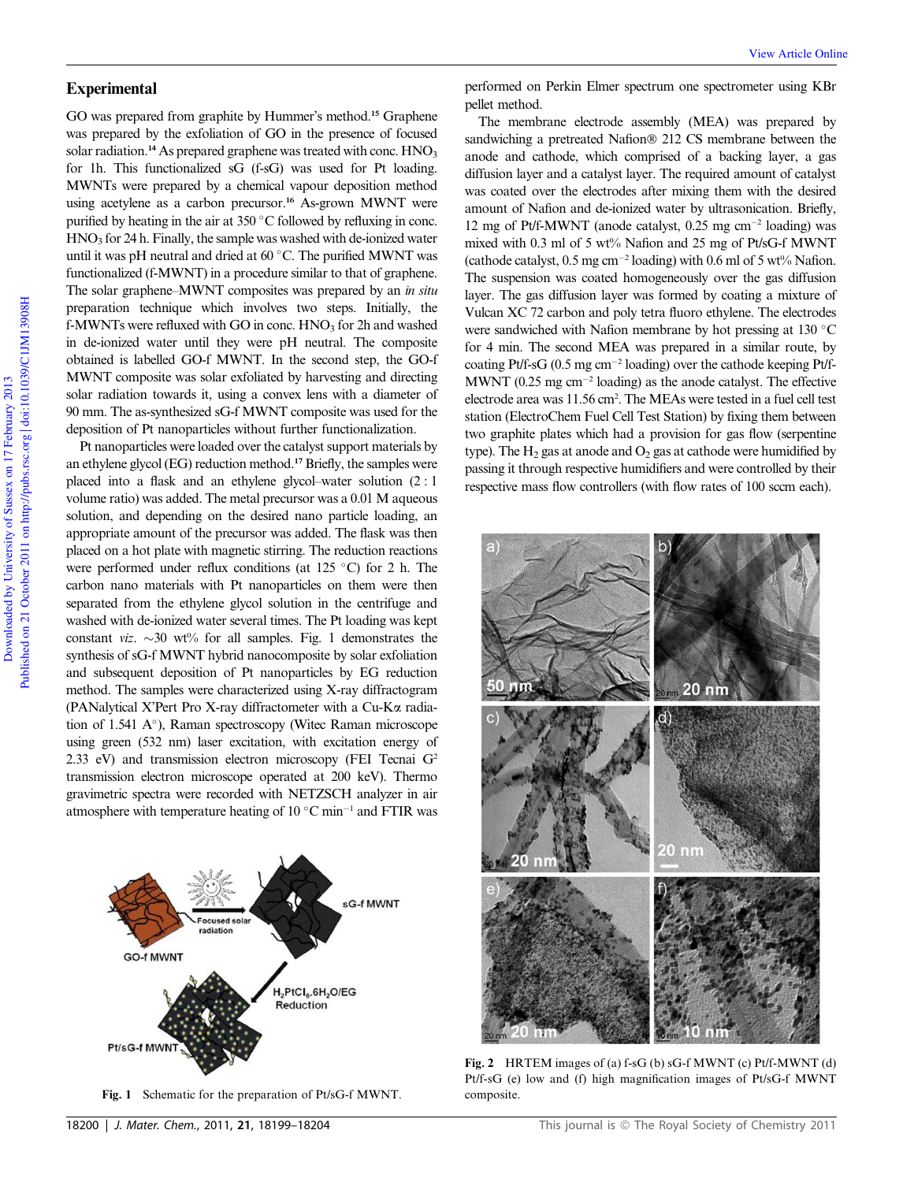## Experimental

GO was prepared from graphite by Hummer's method.[15] Graphene was prepared by the exfoliation of GO in the presence of focused solar radiation.[14] As prepared graphene was treated with conc. $HNO_3$ for 1h. This functionalized sG (f-sG) was used for Pt loading. MWNTs were prepared by a chemical vapour deposition method using acetylene as a carbon precursor.[16] As-grown MWNT were purified by heating in the air at 350 °C followed by refluxing in conc. $HNO_3$ for 24 h. Finally, the sample was washed with de-ionized water until it was pH neutral and dried at 60 °C. The purified MWNT was functionalized (f-MWNT) in a procedure similar to that of graphene. The solar graphene–MWNT composites was prepared by an *in situ* preparation technique which involves two steps. Initially, the f-MWNTs were refluxed with GO in conc. $HNO_3$ for 2h and washed in de-ionized water until they were pH neutral. The composite obtained is labelled GO-f MWNT. In the second step, the GO-f MWNT composite was solar exfoliated by harvesting and directing solar radiation towards it, using a convex lens with a diameter of 90 mm. The as-synthesized sG-f MWNT composite was used for the deposition of Pt nanoparticles without further functionalization.

Pt nanoparticles were loaded over the catalyst support materials by an ethylene glycol (EG) reduction method.[17] Briefly, the samples were placed into a flask and an ethylene glycol–water solution (2 : 1 volume ratio) was added. The metal precursor was a 0.01 M aqueous solution, and depending on the desired nano particle loading, an appropriate amount of the precursor was added. The flask was then placed on a hot plate with magnetic stirring. The reduction reactions were performed under reflux conditions (at 125 °C) for 2 h. The carbon nano materials with Pt nanoparticles on them were then separated from the ethylene glycol solution in the centrifuge and washed with de-ionized water several times. The Pt loading was kept constant *viz.* ~30 wt% for all samples. Fig. 1 demonstrates the synthesis of sG-f MWNT hybrid nanocomposite by solar exfoliation and subsequent deposition of Pt nanoparticles by EG reduction method. The samples were characterized using X-ray diffractogram (PANalytical X'Pert Pro X-ray diffractometer with a Cu-Kα radiation of 1.541 A°), Raman spectroscopy (Witec Raman microscope using green (532 nm) laser excitation, with excitation energy of 2.33 eV) and transmission electron microscopy (FEI Tecnai $G^2$ transmission electron microscope operated at 200 keV). Thermo gravimetric spectra were recorded with NETZSCH analyzer in air atmosphere with temperature heating of 10 °C min$^{-1}$ and FTIR was performed on Perkin Elmer spectrum one spectrometer using KBr pellet method.

The membrane electrode assembly (MEA) was prepared by sandwiching a pretreated Nafion® 212 CS membrane between the anode and cathode, which comprised of a backing layer, a gas diffusion layer and a catalyst layer. The required amount of catalyst was coated over the electrodes after mixing them with the desired amount of Nafion and de-ionized water by ultrasonication. Briefly, 12 mg of Pt/f-MWNT (anode catalyst, 0.25 mg cm$^{-2}$ loading) was mixed with 0.3 ml of 5 wt% Nafion and 25 mg of Pt/sG-f MWNT (cathode catalyst, 0.5 mg cm$^{-2}$ loading) with 0.6 ml of 5 wt% Nafion. The suspension was coated homogeneously over the gas diffusion layer. The gas diffusion layer was formed by coating a mixture of Vulcan XC 72 carbon and poly tetra fluoro ethylene. The electrodes were sandwiched with Nafion membrane by hot pressing at 130 °C for 4 min. The second MEA was prepared in a similar route, by coating Pt/f-sG (0.5 mg cm$^{-2}$ loading) over the cathode keeping Pt/f-MWNT (0.25 mg cm$^{-2}$ loading) as the anode catalyst. The effective electrode area was 11.56 cm$^2$. The MEAs were tested in a fuel cell test station (ElectroChem Fuel Cell Test Station) by fixing them between two graphite plates which had a provision for gas flow (serpentine type). The $H_2$ gas at anode and $O_2$ gas at cathode were humidified by passing it through respective humidifiers and were controlled by their respective mass flow controllers (with flow rates of 100 sccm each).

**Fig. 1** Schematic for the preparation of Pt/sG-f MWNT.

**Fig. 2** HRTEM images of (a) f-sG (b) sG-f MWNT (c) Pt/f-MWNT (d) Pt/f-sG (e) low and (f) high magnification images of Pt/sG-f MWNT composite.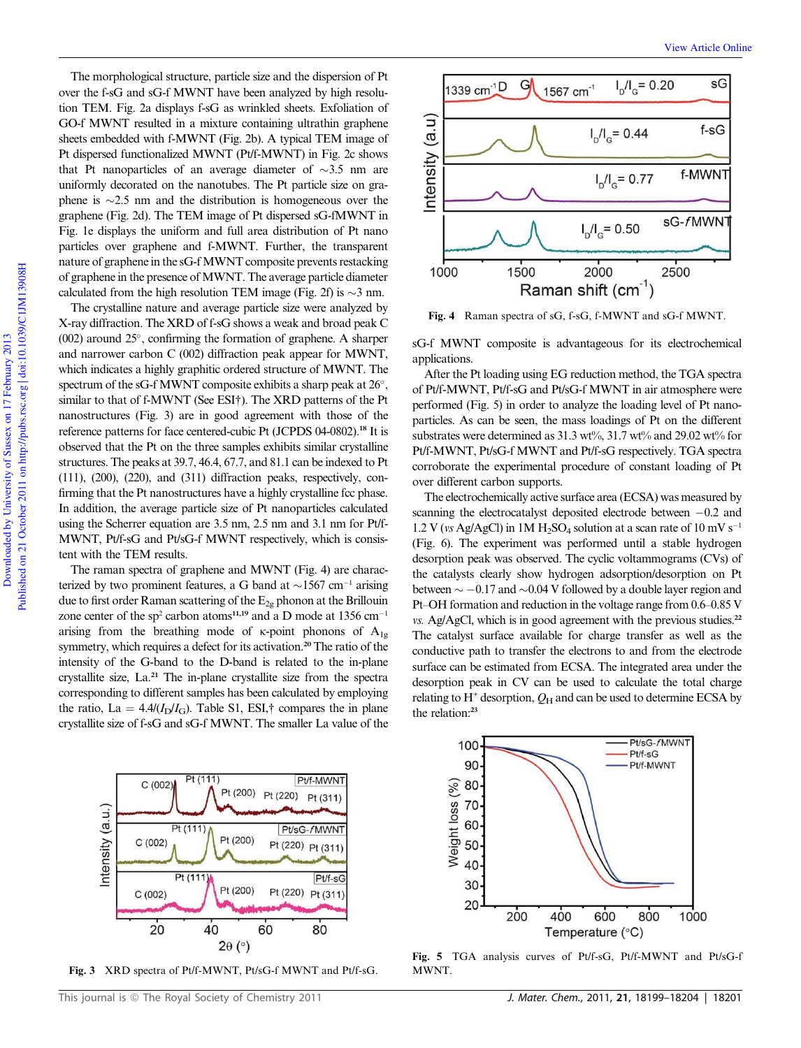The morphological structure, particle size and the dispersion of Pt over the f-sG and sG-f MWNT have been analyzed by high resolution TEM. Fig. 2a displays f-sG as wrinkled sheets. Exfoliation of GO-f MWNT resulted in a mixture containing ultrathin graphene sheets embedded with f-MWNT (Fig. 2b). A typical TEM image of Pt dispersed functionalized MWNT (Pt/f-MWNT) in Fig. 2c shows that Pt nanoparticles of an average diameter of ~3.5 nm are uniformly decorated on the nanotubes. The Pt particle size on graphene is ~2.5 nm and the distribution is homogeneous over the graphene (Fig. 2d). The TEM image of Pt dispersed sG-fMWNT in Fig. 1e displays the uniform and full area distribution of Pt nano particles over graphene and f-MWNT. Further, the transparent nature of graphene in the sG-f MWNT composite prevents restacking of graphene in the presence of MWNT. The average particle diameter calculated from the high resolution TEM image (Fig. 2f) is ~3 nm.

The crystalline nature and average particle size were analyzed by X-ray diffraction. The XRD of f-sG shows a weak and broad peak C (002) around 25°, confirming the formation of graphene. A sharper and narrower carbon C (002) diffraction peak appear for MWNT, which indicates a highly graphitic ordered structure of MWNT. The spectrum of the sG-f MWNT composite exhibits a sharp peak at 26°, similar to that of f-MWNT (See ESI†). The XRD patterns of the Pt nanostructures (Fig. 3) are in good agreement with those of the reference patterns for face centered-cubic Pt (JCPDS 04-0802).[18] It is observed that the Pt on the three samples exhibits similar crystalline structures. The peaks at 39.7, 46.4, 67.7, and 81.1 can be indexed to Pt (111), (200), (220), and (311) diffraction peaks, respectively, confirming that the Pt nanostructures have a highly crystalline fcc phase. In addition, the average particle size of Pt nanoparticles calculated using the Scherrer equation are 3.5 nm, 2.5 nm and 3.1 nm for Pt/f-MWNT, Pt/f-sG and Pt/sG-f MWNT respectively, which is consistent with the TEM results.

The raman spectra of graphene and MWNT (Fig. 4) are characterized by two prominent features, a G band at ~1567 cm$^{-1}$ arising due to first order Raman scattering of the $E_{2g}$ phonon at the Brillouin zone center of the sp$^2$ carbon atoms[11,19] and a D mode at 1356 cm$^{-1}$ arising from the breathing mode of κ-point phonons of $A_{1g}$ symmetry, which requires a defect for its activation.[20] The ratio of the intensity of the G-band to the D-band is related to the in-plane crystallite size, La.[21] The in-plane crystallite size from the spectra corresponding to different samples has been calculated by employing the ratio, La = $4.4/(I_D/I_G)$. Table S1, ESI,† compares the in plane crystallite size of f-sG and sG-f MWNT. The smaller La value of the sG-f MWNT composite is advantageous for its electrochemical applications.

Fig. 3 XRD spectra of Pt/f-MWNT, Pt/sG-f MWNT and Pt/f-sG.

Fig. 4 Raman spectra of sG, f-sG, f-MWNT and sG-f MWNT.

After the Pt loading using EG reduction method, the TGA spectra of Pt/f-MWNT, Pt/f-sG and Pt/sG-f MWNT in air atmosphere were performed (Fig. 5) in order to analyze the loading level of Pt nanoparticles. As can be seen, the mass loadings of Pt on the different substrates were determined as 31.3 wt%, 31.7 wt% and 29.02 wt% for Pt/f-MWNT, Pt/sG-f MWNT and Pt/f-sG respectively. TGA spectra corroborate the experimental procedure of constant loading of Pt over different carbon supports.

The electrochemically active surface area (ECSA) was measured by scanning the electrocatalyst deposited electrode between −0.2 and 1.2 V (*vs* Ag/AgCl) in 1M $H_2SO_4$ solution at a scan rate of 10 mV s$^{-1}$ (Fig. 6). The experiment was performed until a stable hydrogen desorption peak was observed. The cyclic voltammograms (CVs) of the catalysts clearly show hydrogen adsorption/desorption on Pt between ~ −0.17 and ~0.04 V followed by a double layer region and Pt–OH formation and reduction in the voltage range from 0.6–0.85 V *vs.* Ag/AgCl, which is in good agreement with the previous studies.[22] The catalyst surface available for charge transfer as well as the conductive path to transfer the electrons to and from the electrode surface can be estimated from ECSA. The integrated area under the desorption peak in CV can be used to calculate the total charge relating to H$^+$ desorption, $Q_H$ and can be used to determine ECSA by the relation:[23]

Fig. 5 TGA analysis curves of Pt/f-sG, Pt/f-MWNT and Pt/sG-f MWNT.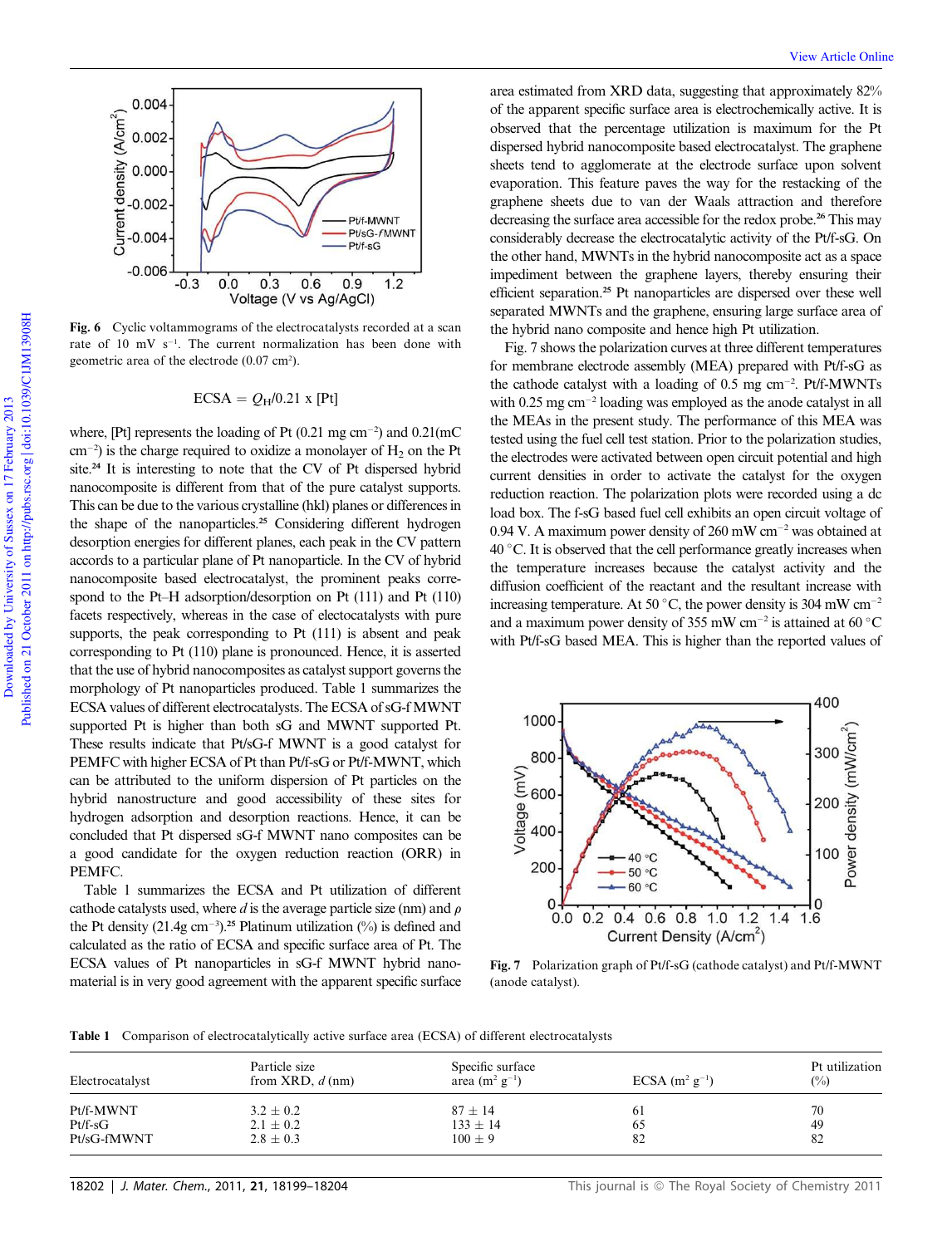Fig. 6 Cyclic voltammograms of the electrocatalysts recorded at a scan rate of 10 mV s$^{-1}$. The current normalization has been done with geometric area of the electrode (0.07 cm$^2$).

$$\text{ECSA} = Q_H/0.21 \times [\text{Pt}]$$

where, [Pt] represents the loading of Pt (0.21 mg cm$^{-2}$) and 0.21(mC cm$^{-2}$) is the charge required to oxidize a monolayer of $H_2$ on the Pt site.[24] It is interesting to note that the CV of Pt dispersed hybrid nanocomposite is different from that of the pure catalyst supports. This can be due to the various crystalline (hkl) planes or differences in the shape of the nanoparticles.[25] Considering different hydrogen desorption energies for different planes, each peak in the CV pattern accords to a particular plane of Pt nanoparticle. In the CV of hybrid nanocomposite based electrocatalyst, the prominent peaks correspond to the Pt–H adsorption/desorption on Pt (111) and Pt (110) facets respectively, whereas in the case of electocatalysts with pure supports, the peak corresponding to Pt (111) is absent and peak corresponding to Pt (110) plane is pronounced. Hence, it is asserted that the use of hybrid nanocomposites as catalyst support governs the morphology of Pt nanoparticles produced. Table 1 summarizes the ECSA values of different electrocatalysts. The ECSA of sG-f MWNT supported Pt is higher than both sG and MWNT supported Pt. These results indicate that Pt/sG-f MWNT is a good catalyst for PEMFC with higher ECSA of Pt than Pt/f-sG or Pt/f-MWNT, which can be attributed to the uniform dispersion of Pt particles on the hybrid nanostructure and good accessibility of these sites for hydrogen adsorption and desorption reactions. Hence, it can be concluded that Pt dispersed sG-f MWNT nano composites can be a good candidate for the oxygen reduction reaction (ORR) in PEMFC.

Table 1 summarizes the ECSA and Pt utilization of different cathode catalysts used, where *d* is the average particle size (nm) and $\rho$ the Pt density (21.4g cm$^{-3}$).[25] Platinum utilization (%) is defined and calculated as the ratio of ECSA and specific surface area of Pt. The ECSA values of Pt nanoparticles in sG-f MWNT hybrid nanomaterial is in very good agreement with the apparent specific surface area estimated from XRD data, suggesting that approximately 82% of the apparent specific surface area is electrochemically active. It is observed that the percentage utilization is maximum for the Pt dispersed hybrid nanocomposite based electrocatalyst. The graphene sheets tend to agglomerate at the electrode surface upon solvent evaporation. This feature paves the way for the restacking of the graphene sheets due to van der Waals attraction and therefore decreasing the surface area accessible for the redox probe.[26] This may considerably decrease the electrocatalytic activity of the Pt/f-sG. On the other hand, MWNTs in the hybrid nanocomposite act as a space impediment between the graphene layers, thereby ensuring their efficient separation.[25] Pt nanoparticles are dispersed over these well separated MWNTs and the graphene, ensuring large surface area of the hybrid nano composite and hence high Pt utilization.

Fig. 7 shows the polarization curves at three different temperatures for membrane electrode assembly (MEA) prepared with Pt/f-sG as the cathode catalyst with a loading of 0.5 mg cm$^{-2}$. Pt/f-MWNTs with 0.25 mg cm$^{-2}$ loading was employed as the anode catalyst in all the MEAs in the present study. The performance of this MEA was tested using the fuel cell test station. Prior to the polarization studies, the electrodes were activated between open circuit potential and high current densities in order to activate the catalyst for the oxygen reduction reaction. The polarization plots were recorded using a dc load box. The f-sG based fuel cell exhibits an open circuit voltage of 0.94 V. A maximum power density of 260 mW cm$^{-2}$ was obtained at 40 °C. It is observed that the cell performance greatly increases when the temperature increases because the catalyst activity and the diffusion coefficient of the reactant and the resultant increase with increasing temperature. At 50 °C, the power density is 304 mW cm$^{-2}$ and a maximum power density of 355 mW cm$^{-2}$ is attained at 60 °C with Pt/f-sG based MEA. This is higher than the reported values of

Fig. 7 Polarization graph of Pt/f-sG (cathode catalyst) and Pt/f-MWNT (anode catalyst).

Table 1 Comparison of electrocatalytically active surface area (ECSA) of different electrocatalysts

| Electrocatalyst | Particle size from XRD, *d* (nm) | Specific surface area (m$^2$ g$^{-1}$) | ECSA (m$^2$ g$^{-1}$) | Pt utilization (%) |
|---|---|---|---|---|
| Pt/f-MWNT | 3.2 ± 0.2 | 87 ± 14 | 61 | 70 |
| Pt/f-sG | 2.1 ± 0.2 | 133 ± 14 | 65 | 49 |
| Pt/sG-fMWNT | 2.8 ± 0.3 | 100 ± 9 | 82 | 82 |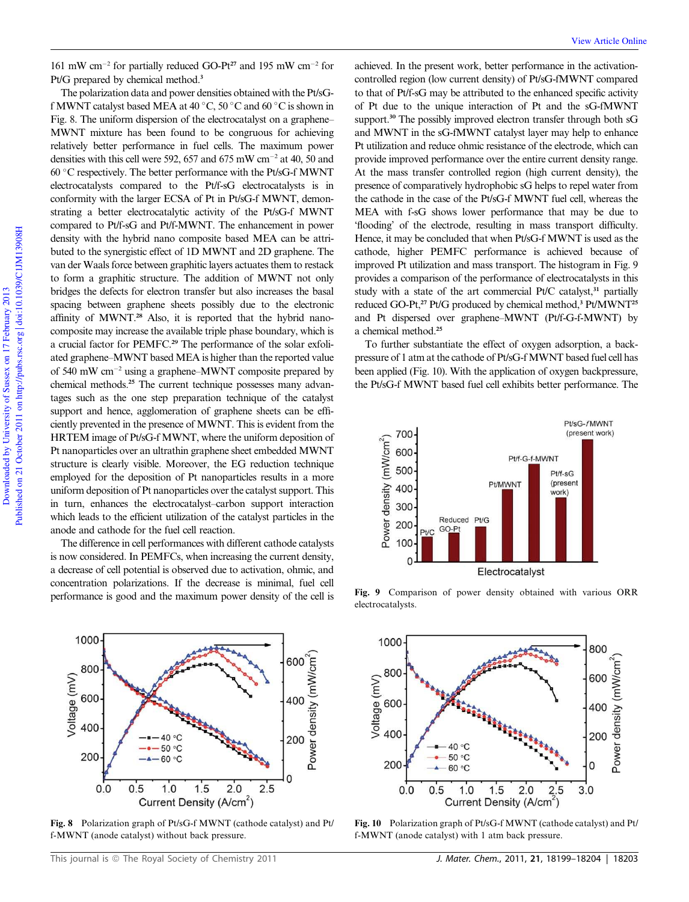161 mW cm$^{-2}$ for partially reduced GO-Pt[27] and 195 mW cm$^{-2}$ for Pt/G prepared by chemical method.[3]

The polarization data and power densities obtained with the Pt/sG-f MWNT catalyst based MEA at 40 °C, 50 °C and 60 °C is shown in Fig. 8. The uniform dispersion of the electrocatalyst on a graphene–MWNT mixture has been found to be congruous for achieving relatively better performance in fuel cells. The maximum power densities with this cell were 592, 657 and 675 mW cm$^{-2}$ at 40, 50 and 60 °C respectively. The better performance with the Pt/sG-f MWNT electrocatalysts compared to the Pt/f-sG electrocatalysts is in conformity with the larger ECSA of Pt in Pt/sG-f MWNT, demonstrating a better electrocatalytic activity of the Pt/sG-f MWNT compared to Pt/f-sG and Pt/f-MWNT. The enhancement in power density with the hybrid nano composite based MEA can be attributed to the synergistic effect of 1D MWNT and 2D graphene. The van der Waals force between graphitic layers actuates them to restack to form a graphitic structure. The addition of MWNT not only bridges the defects for electron transfer but also increases the basal spacing between graphene sheets possibly due to the electronic affinity of MWNT.[28] Also, it is reported that the hybrid nanocomposite may increase the available triple phase boundary, which is a crucial factor for PEMFC.[29] The performance of the solar exfoliated graphene–MWNT based MEA is higher than the reported value of 540 mW cm$^{-2}$ using a graphene–MWNT composite prepared by chemical methods.[25] The current technique possesses many advantages such as the one step preparation technique of the catalyst support and hence, agglomeration of graphene sheets can be efficiently prevented in the presence of MWNT. This is evident from the HRTEM image of Pt/sG-f MWNT, where the uniform deposition of Pt nanoparticles over an ultrathin graphene sheet embedded MWNT structure is clearly visible. Moreover, the EG reduction technique employed for the deposition of Pt nanoparticles results in a more uniform deposition of Pt nanoparticles over the catalyst support. This in turn, enhances the electrocatalyst–carbon support interaction which leads to the efficient utilization of the catalyst particles in the anode and cathode for the fuel cell reaction.

The difference in cell performances with different cathode catalysts is now considered. In PEMFCs, when increasing the current density, a decrease of cell potential is observed due to activation, ohmic, and concentration polarizations. If the decrease is minimal, fuel cell performance is good and the maximum power density of the cell is achieved. In the present work, better performance in the activation-controlled region (low current density) of Pt/sG-fMWNT compared to that of Pt/f-sG may be attributed to the enhanced specific activity of Pt due to the unique interaction of Pt and the sG-fMWNT support.[30] The possibly improved electron transfer through both sG and MWNT in the sG-fMWNT catalyst layer may help to enhance Pt utilization and reduce ohmic resistance of the electrode, which can provide improved performance over the entire current density range. At the mass transfer controlled region (high current density), the presence of comparatively hydrophobic sG helps to repel water from the cathode in the case of the Pt/sG-f MWNT fuel cell, whereas the MEA with f-sG shows lower performance that may be due to 'flooding' of the electrode, resulting in mass transport difficulty. Hence, it may be concluded that when Pt/sG-f MWNT is used as the cathode, higher PEMFC performance is achieved because of improved Pt utilization and mass transport. The histogram in Fig. 9 provides a comparison of the performance of electrocatalysts in this study with a state of the art commercial Pt/C catalyst,[31] partially reduced GO-Pt,[27] Pt/G produced by chemical method,[3] Pt/MWNT[25] and Pt dispersed over graphene–MWNT (Pt/f-G-f-MWNT) by a chemical method.[25]

To further substantiate the effect of oxygen adsorption, a back-pressure of 1 atm at the cathode of Pt/sG-f MWNT based fuel cell has been applied (Fig. 10). With the application of oxygen backpressure, the Pt/sG-f MWNT based fuel cell exhibits better performance. The

Power density (mW/cm$^2$)
Electrocatalyst
Pt/C
Reduced GO-Pt
Pt/G
Pt/MWNT
Pt/f-G-f-MWNT
Pt/f-sG (present work)
Pt/sG-f MWNT (present work)

**Fig. 9** Comparison of power density obtained with various ORR electrocatalysts.

Voltage (mV)
Power density (mW/cm$^2$)
Current Density (A/cm$^2$)
40 °C
50 °C
60 °C

**Fig. 8** Polarization graph of Pt/sG-f MWNT (cathode catalyst) and Pt/f-MWNT (anode catalyst) without back pressure.

Voltage (mV)
Power density (mW/cm$^2$)
Current Density (A/cm$^2$)
40 °C
50 °C
60 °C

**Fig. 10** Polarization graph of Pt/sG-f MWNT (cathode catalyst) and Pt/f-MWNT (anode catalyst) with 1 atm back pressure.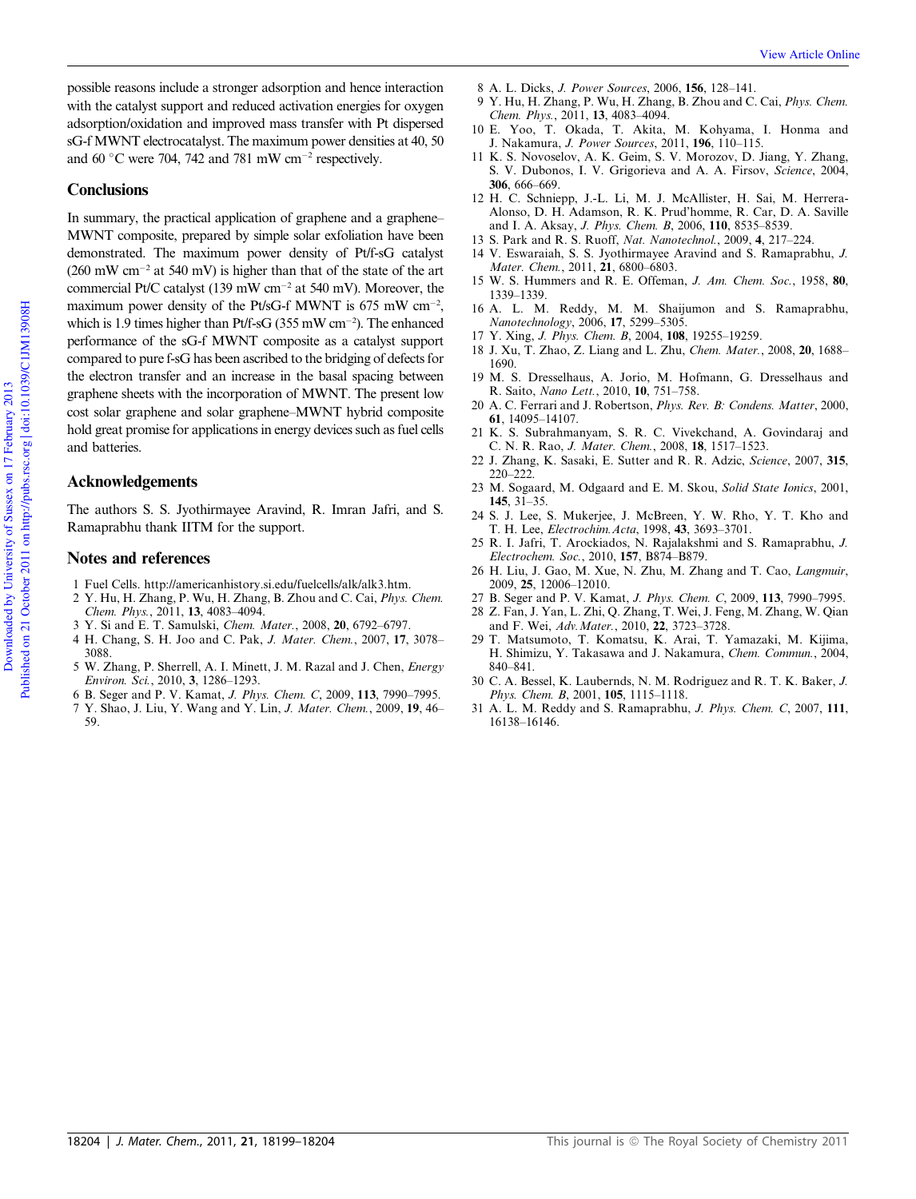possible reasons include a stronger adsorption and hence interaction with the catalyst support and reduced activation energies for oxygen adsorption/oxidation and improved mass transfer with Pt dispersed sG-f MWNT electrocatalyst. The maximum power densities at 40, 50 and 60 °C were 704, 742 and 781 mW cm$^{-2}$ respectively.

## Conclusions

In summary, the practical application of graphene and a graphene–MWNT composite, prepared by simple solar exfoliation have been demonstrated. The maximum power density of Pt/f-sG catalyst (260 mW cm$^{-2}$ at 540 mV) is higher than that of the state of the art commercial Pt/C catalyst (139 mW cm$^{-2}$ at 540 mV). Moreover, the maximum power density of the Pt/sG-f MWNT is 675 mW cm$^{-2}$, which is 1.9 times higher than Pt/f-sG (355 mW cm$^{-2}$). The enhanced performance of the sG-f MWNT composite as a catalyst support compared to pure f-sG has been ascribed to the bridging of defects for the electron transfer and an increase in the basal spacing between graphene sheets with the incorporation of MWNT. The present low cost solar graphene and solar graphene–MWNT hybrid composite hold great promise for applications in energy devices such as fuel cells and batteries.

## Acknowledgements

The authors S. S. Jyothirmayee Aravind, R. Imran Jafri, and S. Ramaprabhu thank IITM for the support.

## Notes and references

1. Fuel Cells. http://americanhistory.si.edu/fuelcells/alk/alk3.htm.
2. Y. Hu, H. Zhang, P. Wu, H. Zhang, B. Zhou and C. Cai, *Phys. Chem. Chem. Phys.*, 2011, **13**, 4083–4094.
3. Y. Si and E. T. Samulski, *Chem. Mater.*, 2008, **20**, 6792–6797.
4. H. Chang, S. H. Joo and C. Pak, *J. Mater. Chem.*, 2007, **17**, 3078–3088.
5. W. Zhang, P. Sherrell, A. I. Minett, J. M. Razal and J. Chen, *Energy Environ. Sci.*, 2010, **3**, 1286–1293.
6. B. Seger and P. V. Kamat, *J. Phys. Chem. C*, 2009, **113**, 7990–7995.
7. Y. Shao, J. Liu, Y. Wang and Y. Lin, *J. Mater. Chem.*, 2009, **19**, 46–59.
8. A. L. Dicks, *J. Power Sources*, 2006, **156**, 128–141.
9. Y. Hu, H. Zhang, P. Wu, H. Zhang, B. Zhou and C. Cai, *Phys. Chem. Chem. Phys.*, 2011, **13**, 4083–4094.
10. E. Yoo, T. Okada, T. Akita, M. Kohyama, I. Honma and J. Nakamura, *J. Power Sources*, 2011, **196**, 110–115.
11. K. S. Novoselov, A. K. Geim, S. V. Morozov, D. Jiang, Y. Zhang, S. V. Dubonos, I. V. Grigorieva and A. A. Firsov, *Science*, 2004, **306**, 666–669.
12. H. C. Schniepp, J.-L. Li, M. J. McAllister, H. Sai, M. Herrera-Alonso, D. H. Adamson, R. K. Prud'homme, R. Car, D. A. Saville and I. A. Aksay, *J. Phys. Chem. B*, 2006, **110**, 8535–8539.
13. S. Park and R. S. Ruoff, *Nat. Nanotechnol.*, 2009, **4**, 217–224.
14. V. Eswaraiah, S. S. Jyothirmayee Aravind and S. Ramaprabhu, *J. Mater. Chem.*, 2011, **21**, 6800–6803.
15. W. S. Hummers and R. E. Offeman, *J. Am. Chem. Soc.*, 1958, **80**, 1339–1339.
16. A. L. M. Reddy, M. M. Shaijumon and S. Ramaprabhu, *Nanotechnology*, 2006, **17**, 5299–5305.
17. Y. Xing, *J. Phys. Chem. B*, 2004, **108**, 19255–19259.
18. J. Xu, T. Zhao, Z. Liang and L. Zhu, *Chem. Mater.*, 2008, **20**, 1688–1690.
19. M. S. Dresselhaus, A. Jorio, M. Hofmann, G. Dresselhaus and R. Saito, *Nano Lett.*, 2010, **10**, 751–758.
20. A. C. Ferrari and J. Robertson, *Phys. Rev. B: Condens. Matter*, 2000, **61**, 14095–14107.
21. K. S. Subrahmanyam, S. R. C. Vivekchand, A. Govindaraj and C. N. R. Rao, *J. Mater. Chem.*, 2008, **18**, 1517–1523.
22. J. Zhang, K. Sasaki, E. Sutter and R. R. Adzic, *Science*, 2007, **315**, 220–222.
23. M. Sogaard, M. Odgaard and E. M. Skou, *Solid State Ionics*, 2001, **145**, 31–35.
24. S. J. Lee, S. Mukerjee, J. McBreen, Y. W. Rho, Y. T. Kho and T. H. Lee, *Electrochim. Acta*, 1998, **43**, 3693–3701.
25. R. I. Jafri, T. Arockiados, N. Rajalakshmi and S. Ramaprabhu, *J. Electrochem. Soc.*, 2010, **157**, B874–B879.
26. H. Liu, J. Gao, M. Xue, N. Zhu, M. Zhang and T. Cao, *Langmuir*, 2009, **25**, 12006–12010.
27. B. Seger and P. V. Kamat, *J. Phys. Chem. C*, 2009, **113**, 7990–7995.
28. Z. Fan, J. Yan, L. Zhi, Q. Zhang, T. Wei, J. Feng, M. Zhang, W. Qian and F. Wei, *Adv. Mater.*, 2010, **22**, 3723–3728.
29. T. Matsumoto, T. Komatsu, K. Arai, T. Yamazaki, M. Kijima, H. Shimizu, Y. Takasawa and J. Nakamura, *Chem. Commun.*, 2004, 840–841.
30. C. A. Bessel, K. Laubernds, N. M. Rodriguez and R. T. K. Baker, *J. Phys. Chem. B*, 2001, **105**, 1115–1118.
31. A. L. M. Reddy and S. Ramaprabhu, *J. Phys. Chem. C*, 2007, **111**, 16138–16146.